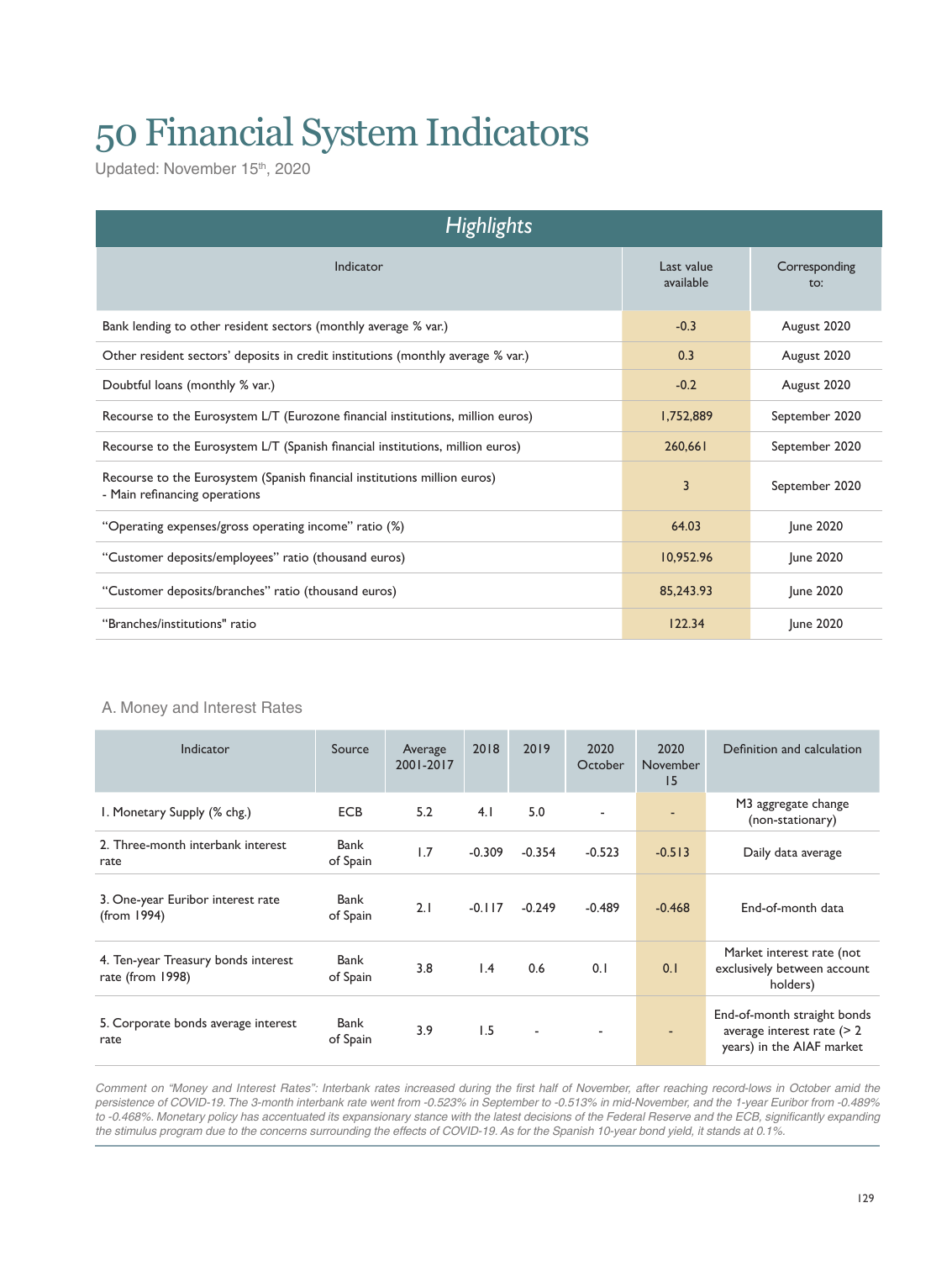# 50 Financial System Indicators

Updated: November 15th, 2020

| Highlights | | |
|---|---|---|
| Indicator | Last value available | Corresponding to: |
| Bank lending to other resident sectors (monthly average % var.) | -0.3 | August 2020 |
| Other resident sectors' deposits in credit institutions (monthly average % var.) | 0.3 | August 2020 |
| Doubtful loans (monthly % var.) | -0.2 | August 2020 |
| Recourse to the Eurosystem L/T (Eurozone financial institutions, million euros) | 1,752,889 | September 2020 |
| Recourse to the Eurosystem L/T (Spanish financial institutions, million euros) | 260,661 | September 2020 |
| Recourse to the Eurosystem (Spanish financial institutions million euros) - Main refinancing operations | 3 | September 2020 |
| "Operating expenses/gross operating income" ratio (%) | 64.03 | June 2020 |
| "Customer deposits/employees" ratio (thousand euros) | 10,952.96 | June 2020 |
| "Customer deposits/branches" ratio (thousand euros) | 85,243.93 | June 2020 |
| "Branches/institutions" ratio | 122.34 | June 2020 |

## A. Money and Interest Rates

| Indicator | Source | Average 2001-2017 | 2018 | 2019 | 2020 October | 2020 November 15 | Definition and calculation |
|---|---|---|---|---|---|---|---|
| 1. Monetary Supply (% chg.) | ECB | 5.2 | 4.1 | 5.0 | - | - | M3 aggregate change (non-stationary) |
| 2. Three-month interbank interest rate | Bank of Spain | 1.7 | -0.309 | -0.354 | -0.523 | -0.513 | Daily data average |
| 3. One-year Euribor interest rate (from 1994) | Bank of Spain | 2.1 | -0.117 | -0.249 | -0.489 | -0.468 | End-of-month data |
| 4. Ten-year Treasury bonds interest rate (from 1998) | Bank of Spain | 3.8 | 1.4 | 0.6 | 0.1 | 0.1 | Market interest rate (not exclusively between account holders) |
| 5. Corporate bonds average interest rate | Bank of Spain | 3.9 | 1.5 | - | - | - | End-of-month straight bonds average interest rate (> 2 years) in the AIAF market |

*Comment on "Money and Interest Rates": Interbank rates increased during the first half of November, after reaching record-lows in October amid the persistence of COVID-19. The 3-month interbank rate went from -0.523% in September to -0.513% in mid-November, and the 1-year Euribor from -0.489% to -0.468%. Monetary policy has accentuated its expansionary stance with the latest decisions of the Federal Reserve and the ECB, significantly expanding the stimulus program due to the concerns surrounding the effects of COVID-19. As for the Spanish 10-year bond yield, it stands at 0.1%.*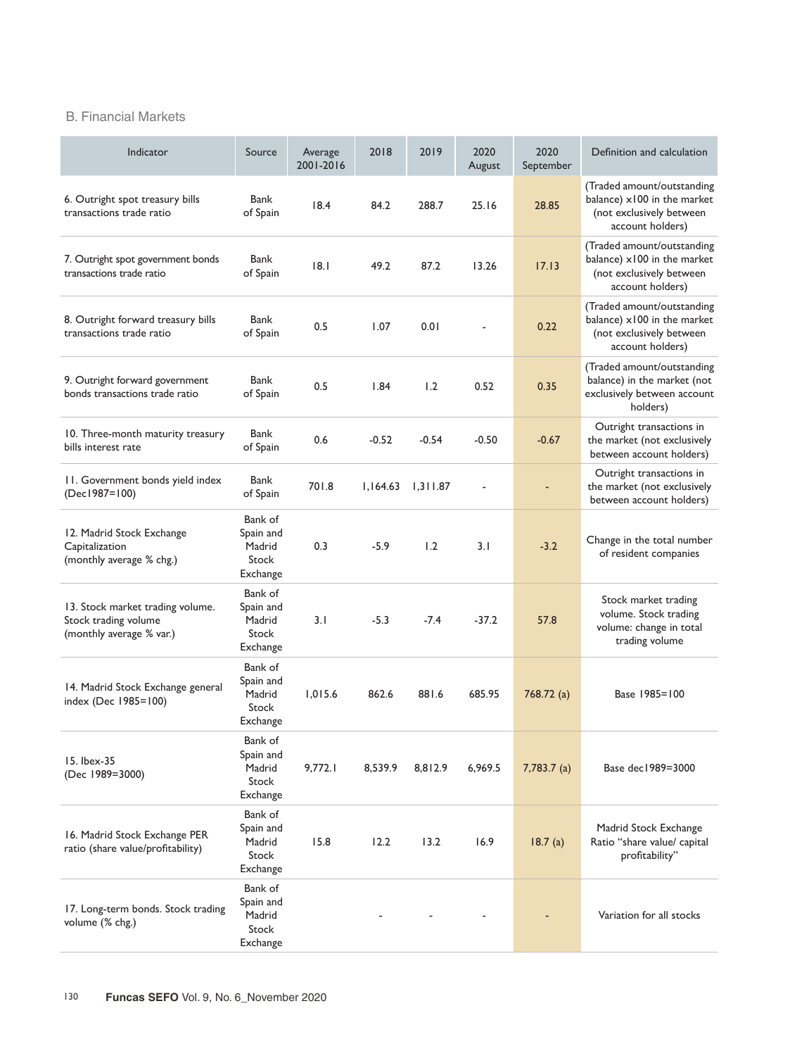B. Financial Markets

| Indicator | Source | Average 2001-2016 | 2018 | 2019 | 2020 August | 2020 September | Definition and calculation |
|---|---|---|---|---|---|---|---|
| 6. Outright spot treasury bills transactions trade ratio | Bank of Spain | 18.4 | 84.2 | 288.7 | 25.16 | 28.85 | (Traded amount/outstanding balance) x100 in the market (not exclusively between account holders) |
| 7. Outright spot government bonds transactions trade ratio | Bank of Spain | 18.1 | 49.2 | 87.2 | 13.26 | 17.13 | (Traded amount/outstanding balance) x100 in the market (not exclusively between account holders) |
| 8. Outright forward treasury bills transactions trade ratio | Bank of Spain | 0.5 | 1.07 | 0.01 | - | 0.22 | (Traded amount/outstanding balance) x100 in the market (not exclusively between account holders) |
| 9. Outright forward government bonds transactions trade ratio | Bank of Spain | 0.5 | 1.84 | 1.2 | 0.52 | 0.35 | (Traded amount/outstanding balance) in the market (not exclusively between account holders) |
| 10. Three-month maturity treasury bills interest rate | Bank of Spain | 0.6 | -0.52 | -0.54 | -0.50 | -0.67 | Outright transactions in the market (not exclusively between account holders) |
| 11. Government bonds yield index (Dec1987=100) | Bank of Spain | 701.8 | 1,164.63 | 1,311.87 | - | - | Outright transactions in the market (not exclusively between account holders) |
| 12. Madrid Stock Exchange Capitalization (monthly average % chg.) | Bank of Spain and Madrid Stock Exchange | 0.3 | -5.9 | 1.2 | 3.1 | -3.2 | Change in the total number of resident companies |
| 13. Stock market trading volume. Stock trading volume (monthly average % var.) | Bank of Spain and Madrid Stock Exchange | 3.1 | -5.3 | -7.4 | -37.2 | 57.8 | Stock market trading volume. Stock trading volume: change in total trading volume |
| 14. Madrid Stock Exchange general index (Dec 1985=100) | Bank of Spain and Madrid Stock Exchange | 1,015.6 | 862.6 | 881.6 | 685.95 | 768.72 (a) | Base 1985=100 |
| 15. Ibex-35 (Dec 1989=3000) | Bank of Spain and Madrid Stock Exchange | 9,772.1 | 8,539.9 | 8,812.9 | 6,969.5 | 7,783.7 (a) | Base dec1989=3000 |
| 16. Madrid Stock Exchange PER ratio (share value/profitability) | Bank of Spain and Madrid Stock Exchange | 15.8 | 12.2 | 13.2 | 16.9 | 18.7 (a) | Madrid Stock Exchange Ratio "share value/ capital profitability" |
| 17. Long-term bonds. Stock trading volume (% chg.) | Bank of Spain and Madrid Stock Exchange | | - | - | - | - | Variation for all stocks |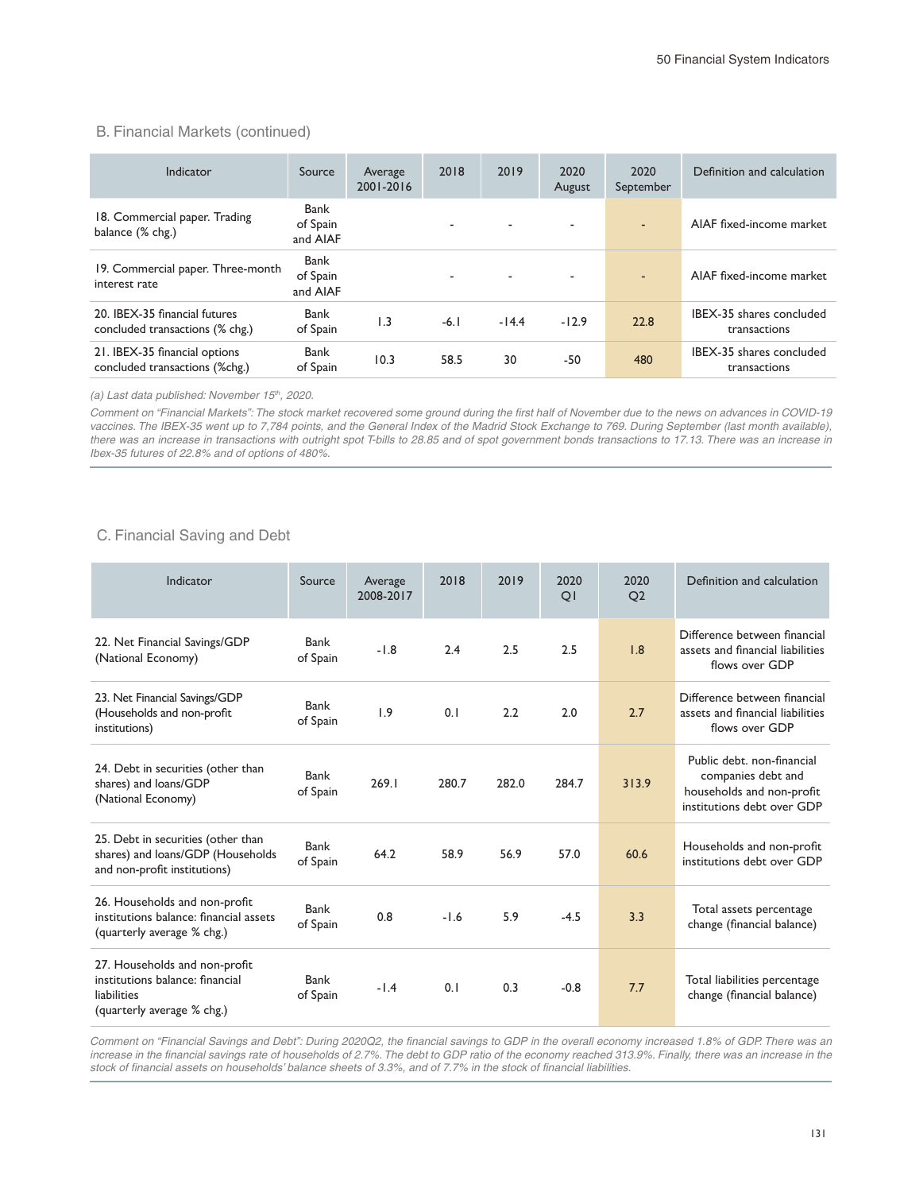## B. Financial Markets (continued)

| Indicator | Source | Average 2001-2016 | 2018 | 2019 | 2020 August | 2020 September | Definition and calculation |
|---|---|---|---|---|---|---|---|
| 18. Commercial paper. Trading balance (% chg.) | Bank of Spain and AIAF | | - | - | - | - | AIAF fixed-income market |
| 19. Commercial paper. Three-month interest rate | Bank of Spain and AIAF | | - | - | - | - | AIAF fixed-income market |
| 20. IBEX-35 financial futures concluded transactions (% chg.) | Bank of Spain | 1.3 | -6.1 | -14.4 | -12.9 | 22.8 | IBEX-35 shares concluded transactions |
| 21. IBEX-35 financial options concluded transactions (%chg.) | Bank of Spain | 10.3 | 58.5 | 30 | -50 | 480 | IBEX-35 shares concluded transactions |

*(a) Last data published: November 15th, 2020.*

*Comment on "Financial Markets": The stock market recovered some ground during the first half of November due to the news on advances in COVID-19 vaccines. The IBEX-35 went up to 7,784 points, and the General Index of the Madrid Stock Exchange to 769. During September (last month available), there was an increase in transactions with outright spot T-bills to 28.85 and of spot government bonds transactions to 17.13. There was an increase in Ibex-35 futures of 22.8% and of options of 480%.*

## C. Financial Saving and Debt

| Indicator | Source | Average 2008-2017 | 2018 | 2019 | 2020 Q1 | 2020 Q2 | Definition and calculation |
|---|---|---|---|---|---|---|---|
| 22. Net Financial Savings/GDP (National Economy) | Bank of Spain | -1.8 | 2.4 | 2.5 | 2.5 | 1.8 | Difference between financial assets and financial liabilities flows over GDP |
| 23. Net Financial Savings/GDP (Households and non-profit institutions) | Bank of Spain | 1.9 | 0.1 | 2.2 | 2.0 | 2.7 | Difference between financial assets and financial liabilities flows over GDP |
| 24. Debt in securities (other than shares) and loans/GDP (National Economy) | Bank of Spain | 269.1 | 280.7 | 282.0 | 284.7 | 313.9 | Public debt. non-financial companies debt and households and non-profit institutions debt over GDP |
| 25. Debt in securities (other than shares) and loans/GDP (Households and non-profit institutions) | Bank of Spain | 64.2 | 58.9 | 56.9 | 57.0 | 60.6 | Households and non-profit institutions debt over GDP |
| 26. Households and non-profit institutions balance: financial assets (quarterly average % chg.) | Bank of Spain | 0.8 | -1.6 | 5.9 | -4.5 | 3.3 | Total assets percentage change (financial balance) |
| 27. Households and non-profit institutions balance: financial liabilities (quarterly average % chg.) | Bank of Spain | -1.4 | 0.1 | 0.3 | -0.8 | 7.7 | Total liabilities percentage change (financial balance) |

*Comment on "Financial Savings and Debt": During 2020Q2, the financial savings to GDP in the overall economy increased 1.8% of GDP. There was an increase in the financial savings rate of households of 2.7%. The debt to GDP ratio of the economy reached 313.9%. Finally, there was an increase in the stock of financial assets on households' balance sheets of 3.3%, and of 7.7% in the stock of financial liabilities.*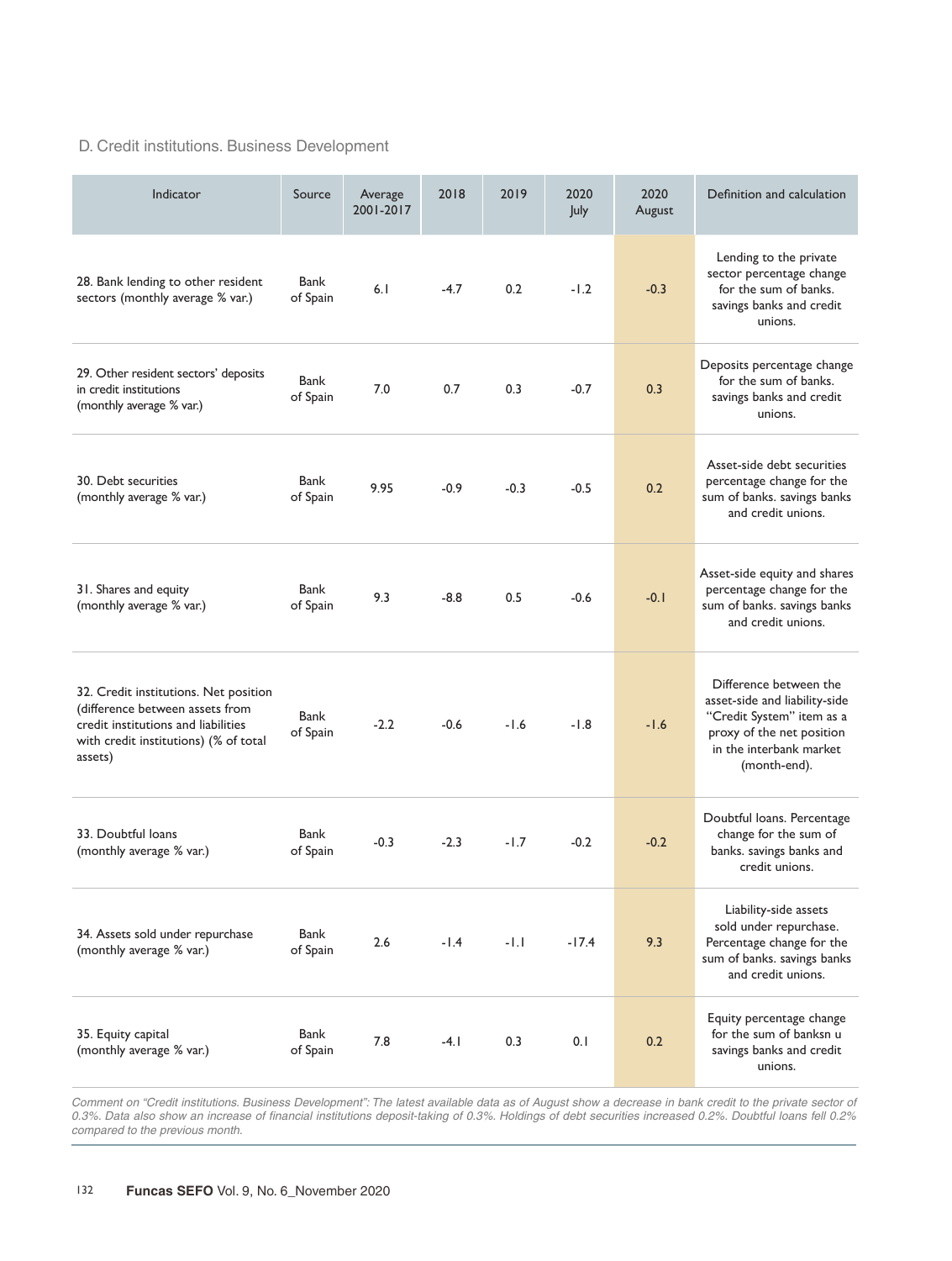## D. Credit institutions. Business Development

| Indicator | Source | Average 2001-2017 | 2018 | 2019 | 2020 July | 2020 August | Definition and calculation |
|---|---|---|---|---|---|---|---|
| 28. Bank lending to other resident sectors (monthly average % var.) | Bank of Spain | 6.1 | -4.7 | 0.2 | -1.2 | -0.3 | Lending to the private sector percentage change for the sum of banks. savings banks and credit unions. |
| 29. Other resident sectors' deposits in credit institutions (monthly average % var.) | Bank of Spain | 7.0 | 0.7 | 0.3 | -0.7 | 0.3 | Deposits percentage change for the sum of banks. savings banks and credit unions. |
| 30. Debt securities (monthly average % var.) | Bank of Spain | 9.95 | -0.9 | -0.3 | -0.5 | 0.2 | Asset-side debt securities percentage change for the sum of banks. savings banks and credit unions. |
| 31. Shares and equity (monthly average % var.) | Bank of Spain | 9.3 | -8.8 | 0.5 | -0.6 | -0.1 | Asset-side equity and shares percentage change for the sum of banks. savings banks and credit unions. |
| 32. Credit institutions. Net position (difference between assets from credit institutions and liabilities with credit institutions) (% of total assets) | Bank of Spain | -2.2 | -0.6 | -1.6 | -1.8 | -1.6 | Difference between the asset-side and liability-side "Credit System" item as a proxy of the net position in the interbank market (month-end). |
| 33. Doubtful loans (monthly average % var.) | Bank of Spain | -0.3 | -2.3 | -1.7 | -0.2 | -0.2 | Doubtful loans. Percentage change for the sum of banks. savings banks and credit unions. |
| 34. Assets sold under repurchase (monthly average % var.) | Bank of Spain | 2.6 | -1.4 | -1.1 | -17.4 | 9.3 | Liability-side assets sold under repurchase. Percentage change for the sum of banks. savings banks and credit unions. |
| 35. Equity capital (monthly average % var.) | Bank of Spain | 7.8 | -4.1 | 0.3 | 0.1 | 0.2 | Equity percentage change for the sum of banksn u savings banks and credit unions. |

*Comment on "Credit institutions. Business Development": The latest available data as of August show a decrease in bank credit to the private sector of 0.3%. Data also show an increase of financial institutions deposit-taking of 0.3%. Holdings of debt securities increased 0.2%. Doubtful loans fell 0.2% compared to the previous month.*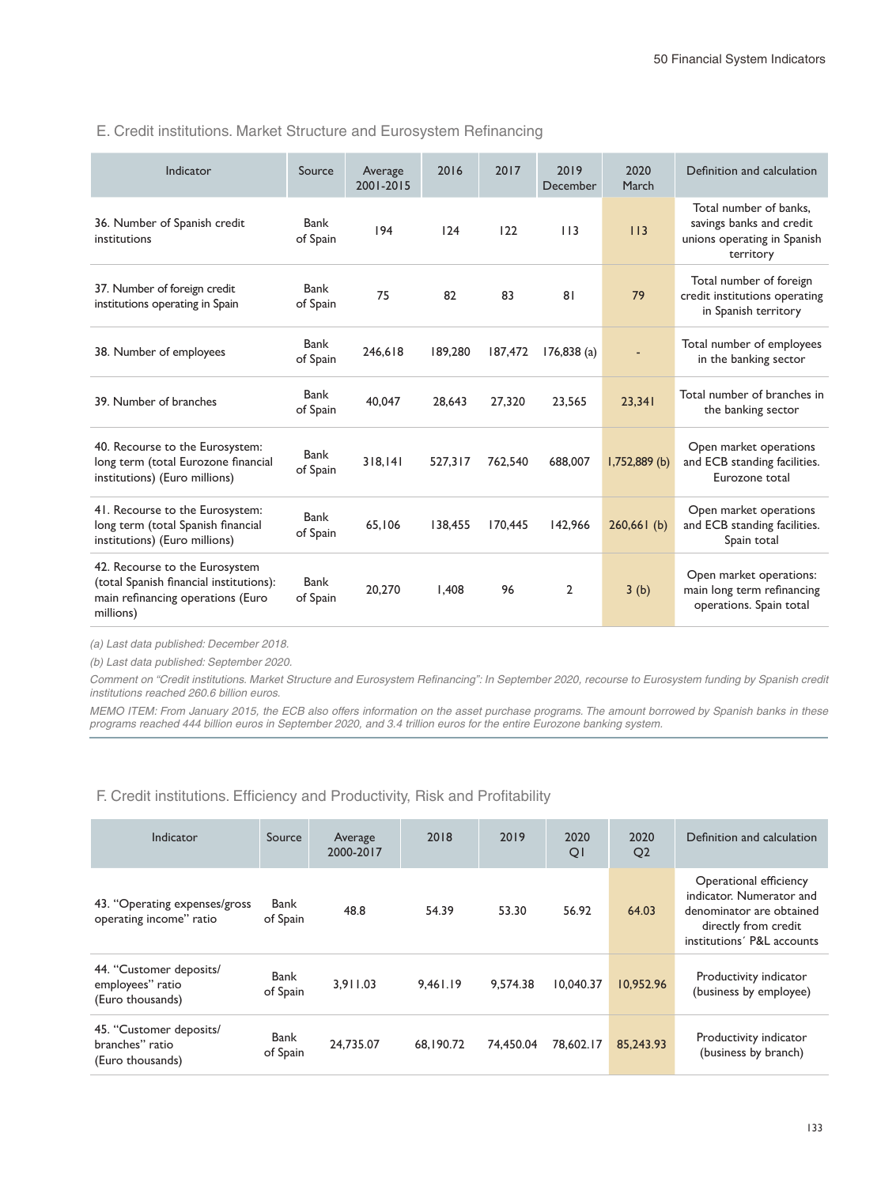## E. Credit institutions. Market Structure and Eurosystem Refinancing

| Indicator | Source | Average 2001-2015 | 2016 | 2017 | 2019 December | 2020 March | Definition and calculation |
|---|---|---|---|---|---|---|---|
| 36. Number of Spanish credit institutions | Bank of Spain | 194 | 124 | 122 | 113 | 113 | Total number of banks, savings banks and credit unions operating in Spanish territory |
| 37. Number of foreign credit institutions operating in Spain | Bank of Spain | 75 | 82 | 83 | 81 | 79 | Total number of foreign credit institutions operating in Spanish territory |
| 38. Number of employees | Bank of Spain | 246,618 | 189,280 | 187,472 | 176,838 (a) | - | Total number of employees in the banking sector |
| 39. Number of branches | Bank of Spain | 40,047 | 28,643 | 27,320 | 23,565 | 23,341 | Total number of branches in the banking sector |
| 40. Recourse to the Eurosystem: long term (total Eurozone financial institutions) (Euro millions) | Bank of Spain | 318,141 | 527,317 | 762,540 | 688,007 | 1,752,889 (b) | Open market operations and ECB standing facilities. Eurozone total |
| 41. Recourse to the Eurosystem: long term (total Spanish financial institutions) (Euro millions) | Bank of Spain | 65,106 | 138,455 | 170,445 | 142,966 | 260,661 (b) | Open market operations and ECB standing facilities. Spain total |
| 42. Recourse to the Eurosystem (total Spanish financial institutions): main refinancing operations (Euro millions) | Bank of Spain | 20,270 | 1,408 | 96 | 2 | 3 (b) | Open market operations: main long term refinancing operations. Spain total |

*(a) Last data published: December 2018.*

*(b) Last data published: September 2020.*

*Comment on "Credit institutions. Market Structure and Eurosystem Refinancing": In September 2020, recourse to Eurosystem funding by Spanish credit institutions reached 260.6 billion euros.*

*MEMO ITEM: From January 2015, the ECB also offers information on the asset purchase programs. The amount borrowed by Spanish banks in these programs reached 444 billion euros in September 2020, and 3.4 trillion euros for the entire Eurozone banking system.*

## F. Credit institutions. Efficiency and Productivity, Risk and Profitability

| Indicator | Source | Average 2000-2017 | 2018 | 2019 | 2020 Q1 | 2020 Q2 | Definition and calculation |
|---|---|---|---|---|---|---|---|
| 43. "Operating expenses/gross operating income" ratio | Bank of Spain | 48.8 | 54.39 | 53.30 | 56.92 | 64.03 | Operational efficiency indicator. Numerator and denominator are obtained directly from credit institutions´ P&L accounts |
| 44. "Customer deposits/ employees" ratio (Euro thousands) | Bank of Spain | 3,911.03 | 9,461.19 | 9,574.38 | 10,040.37 | 10,952.96 | Productivity indicator (business by employee) |
| 45. "Customer deposits/ branches" ratio (Euro thousands) | Bank of Spain | 24,735.07 | 68,190.72 | 74,450.04 | 78,602.17 | 85,243.93 | Productivity indicator (business by branch) |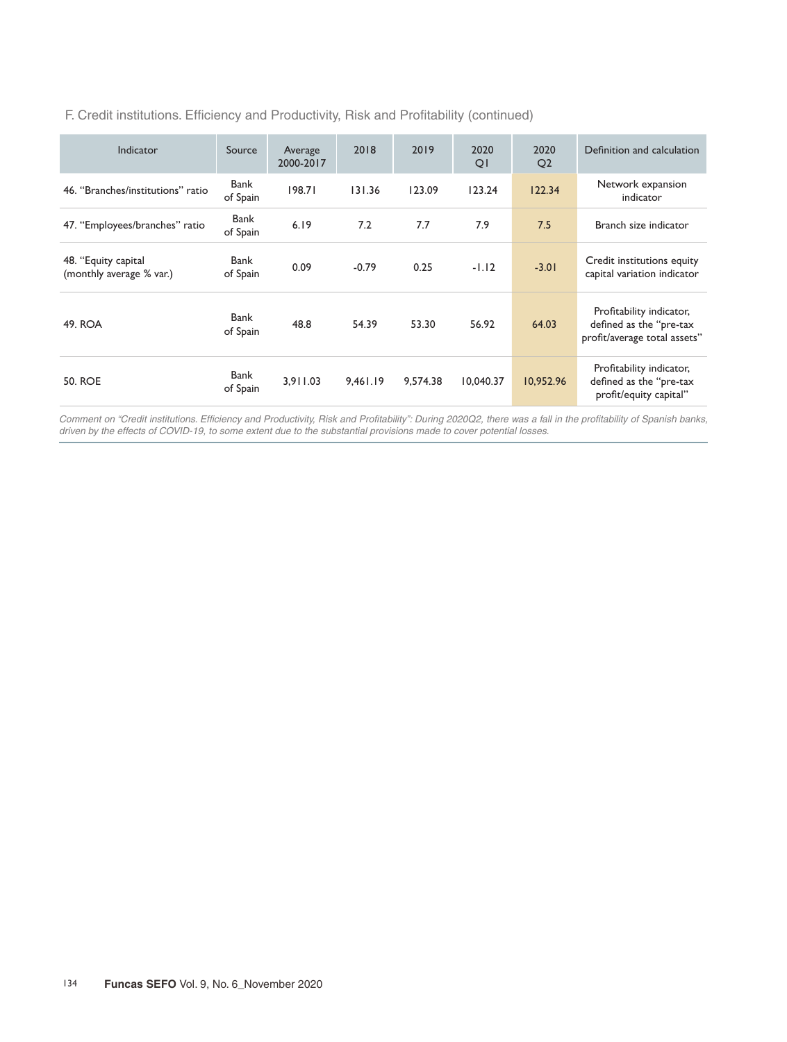F. Credit institutions. Efficiency and Productivity, Risk and Profitability (continued)

| Indicator | Source | Average 2000-2017 | 2018 | 2019 | 2020 Q1 | 2020 Q2 | Definition and calculation |
|---|---|---|---|---|---|---|---|
| 46. "Branches/institutions" ratio | Bank of Spain | 198.71 | 131.36 | 123.09 | 123.24 | 122.34 | Network expansion indicator |
| 47. "Employees/branches" ratio | Bank of Spain | 6.19 | 7.2 | 7.7 | 7.9 | 7.5 | Branch size indicator |
| 48. "Equity capital (monthly average % var.) | Bank of Spain | 0.09 | -0.79 | 0.25 | -1.12 | -3.01 | Credit institutions equity capital variation indicator |
| 49. ROA | Bank of Spain | 48.8 | 54.39 | 53.30 | 56.92 | 64.03 | Profitability indicator, defined as the "pre-tax profit/average total assets" |
| 50. ROE | Bank of Spain | 3,911.03 | 9,461.19 | 9,574.38 | 10,040.37 | 10,952.96 | Profitability indicator, defined as the "pre-tax profit/equity capital" |

*Comment on "Credit institutions. Efficiency and Productivity, Risk and Profitability": During 2020Q2, there was a fall in the profitability of Spanish banks, driven by the effects of COVID-19, to some extent due to the substantial provisions made to cover potential losses.*